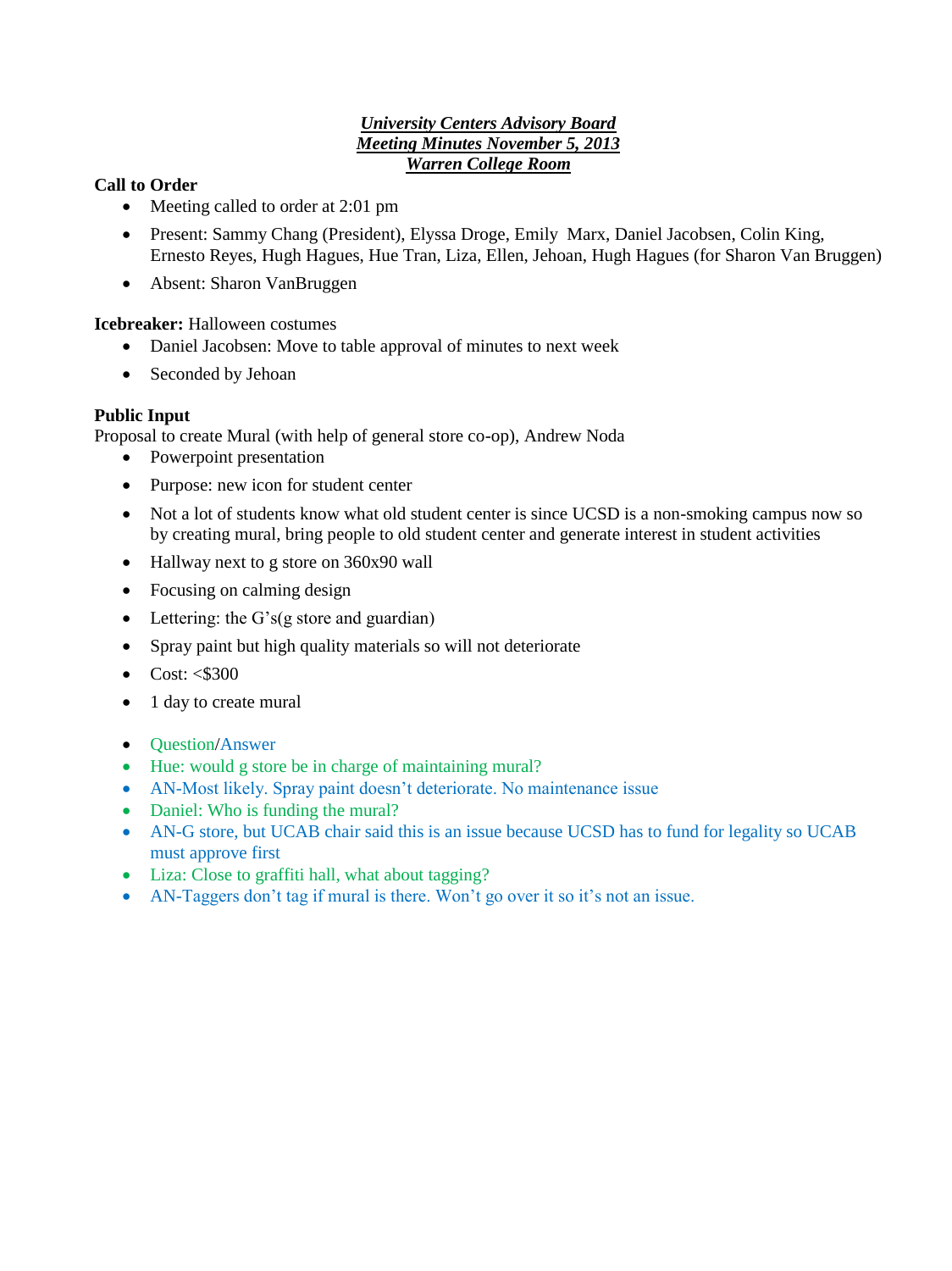***University Centers Advisory Board***
***Meeting Minutes November 5, 2013***
***Warren College Room***

**Call to Order**

- Meeting called to order at 2:01 pm
- Present: Sammy Chang (President), Elyssa Droge, Emily  Marx, Daniel Jacobsen, Colin King, Ernesto Reyes, Hugh Hagues, Hue Tran, Liza, Ellen, Jehoan, Hugh Hagues (for Sharon Van Bruggen)
- Absent: Sharon VanBruggen

**Icebreaker:** Halloween costumes

- Daniel Jacobsen: Move to table approval of minutes to next week
- Seconded by Jehoan

**Public Input**

Proposal to create Mural (with help of general store co-op), Andrew Noda

- Powerpoint presentation
- Purpose: new icon for student center
- Not a lot of students know what old student center is since UCSD is a non-smoking campus now so by creating mural, bring people to old student center and generate interest in student activities
- Hallway next to g store on 360x90 wall
- Focusing on calming design
- Lettering: the G's(g store and guardian)
- Spray paint but high quality materials so will not deteriorate
- Cost: <$300
- 1 day to create mural

- Question/Answer
- Hue: would g store be in charge of maintaining mural?
- AN-Most likely. Spray paint doesn't deteriorate. No maintenance issue
- Daniel: Who is funding the mural?
- AN-G store, but UCAB chair said this is an issue because UCSD has to fund for legality so UCAB must approve first
- Liza: Close to graffiti hall, what about tagging?
- AN-Taggers don't tag if mural is there. Won't go over it so it's not an issue.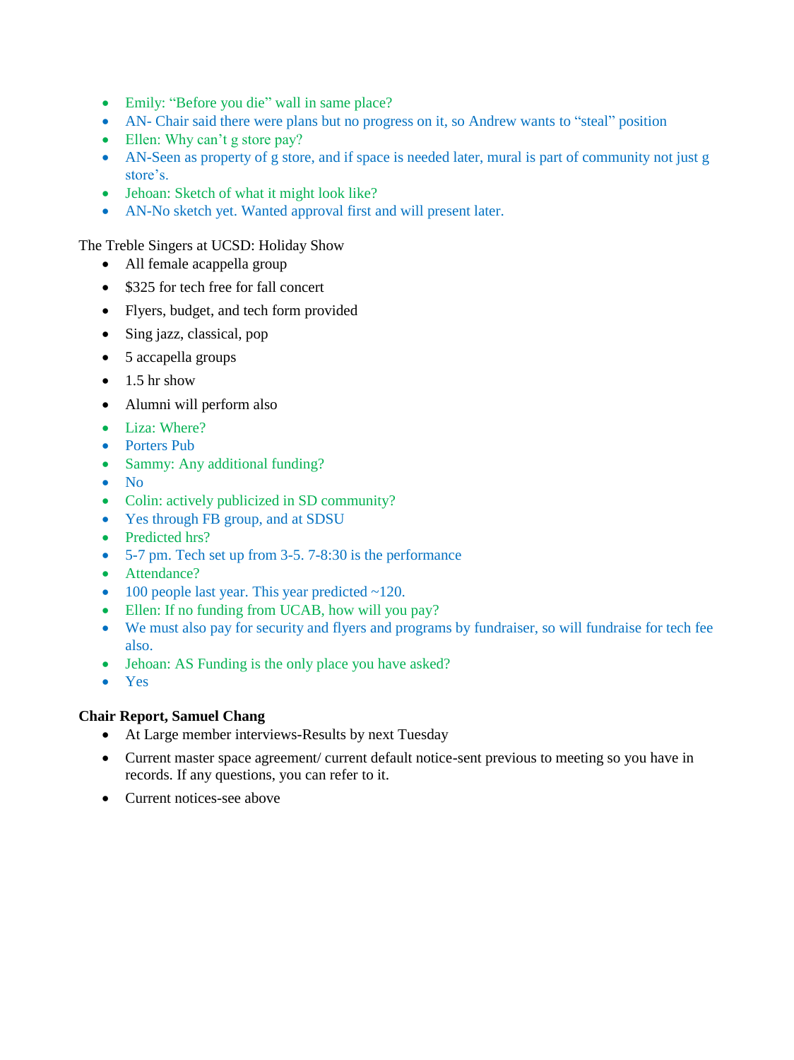- Emily: "Before you die" wall in same place?
- AN- Chair said there were plans but no progress on it, so Andrew wants to "steal" position
- Ellen: Why can't g store pay?
- AN-Seen as property of g store, and if space is needed later, mural is part of community not just g store's.
- Jehoan: Sketch of what it might look like?
- AN-No sketch yet. Wanted approval first and will present later.

The Treble Singers at UCSD: Holiday Show

- All female acappella group
- $325 for tech free for fall concert
- Flyers, budget, and tech form provided
- Sing jazz, classical, pop
- 5 accapella groups
- 1.5 hr show
- Alumni will perform also
- Liza: Where?
- Porters Pub
- Sammy: Any additional funding?
- No
- Colin: actively publicized in SD community?
- Yes through FB group, and at SDSU
- Predicted hrs?
- 5-7 pm. Tech set up from 3-5. 7-8:30 is the performance
- Attendance?
- 100 people last year. This year predicted ~120.
- Ellen: If no funding from UCAB, how will you pay?
- We must also pay for security and flyers and programs by fundraiser, so will fundraise for tech fee also.
- Jehoan: AS Funding is the only place you have asked?
- Yes

**Chair Report, Samuel Chang**

- At Large member interviews-Results by next Tuesday
- Current master space agreement/ current default notice-sent previous to meeting so you have in records. If any questions, you can refer to it.
- Current notices-see above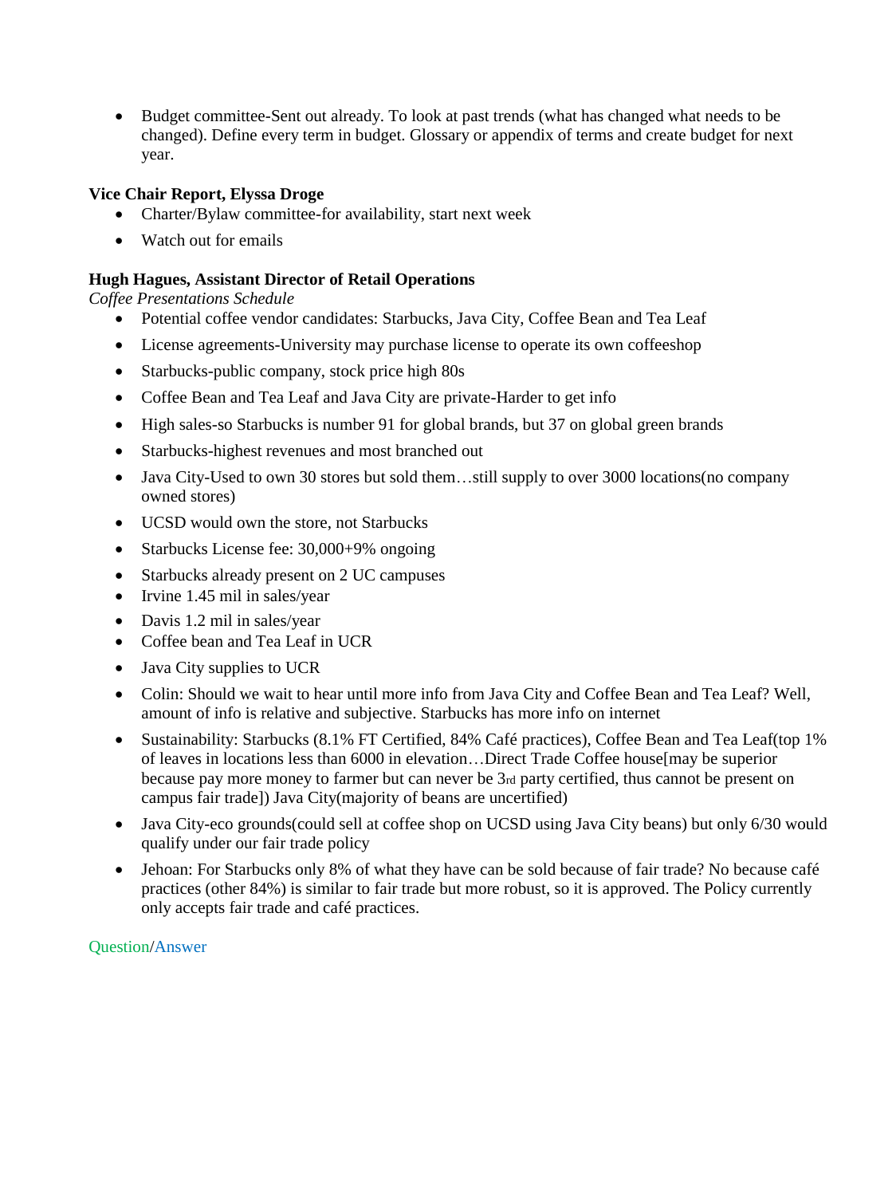- Budget committee-Sent out already. To look at past trends (what has changed what needs to be changed). Define every term in budget. Glossary or appendix of terms and create budget for next year.

**Vice Chair Report, Elyssa Droge**

- Charter/Bylaw committee-for availability, start next week
- Watch out for emails

**Hugh Hagues, Assistant Director of Retail Operations**

*Coffee Presentations Schedule*

- Potential coffee vendor candidates: Starbucks, Java City, Coffee Bean and Tea Leaf
- License agreements-University may purchase license to operate its own coffeeshop
- Starbucks-public company, stock price high 80s
- Coffee Bean and Tea Leaf and Java City are private-Harder to get info
- High sales-so Starbucks is number 91 for global brands, but 37 on global green brands
- Starbucks-highest revenues and most branched out
- Java City-Used to own 30 stores but sold them…still supply to over 3000 locations(no company owned stores)
- UCSD would own the store, not Starbucks
- Starbucks License fee: 30,000+9% ongoing
- Starbucks already present on 2 UC campuses
- Irvine 1.45 mil in sales/year
- Davis 1.2 mil in sales/year
- Coffee bean and Tea Leaf in UCR
- Java City supplies to UCR
- Colin: Should we wait to hear until more info from Java City and Coffee Bean and Tea Leaf? Well, amount of info is relative and subjective. Starbucks has more info on internet
- Sustainability: Starbucks (8.1% FT Certified, 84% Café practices), Coffee Bean and Tea Leaf(top 1% of leaves in locations less than 6000 in elevation…Direct Trade Coffee house[may be superior because pay more money to farmer but can never be 3rd party certified, thus cannot be present on campus fair trade]) Java City(majority of beans are uncertified)
- Java City-eco grounds(could sell at coffee shop on UCSD using Java City beans) but only 6/30 would qualify under our fair trade policy
- Jehoan: For Starbucks only 8% of what they have can be sold because of fair trade? No because café practices (other 84%) is similar to fair trade but more robust, so it is approved. The Policy currently only accepts fair trade and café practices.

Question/Answer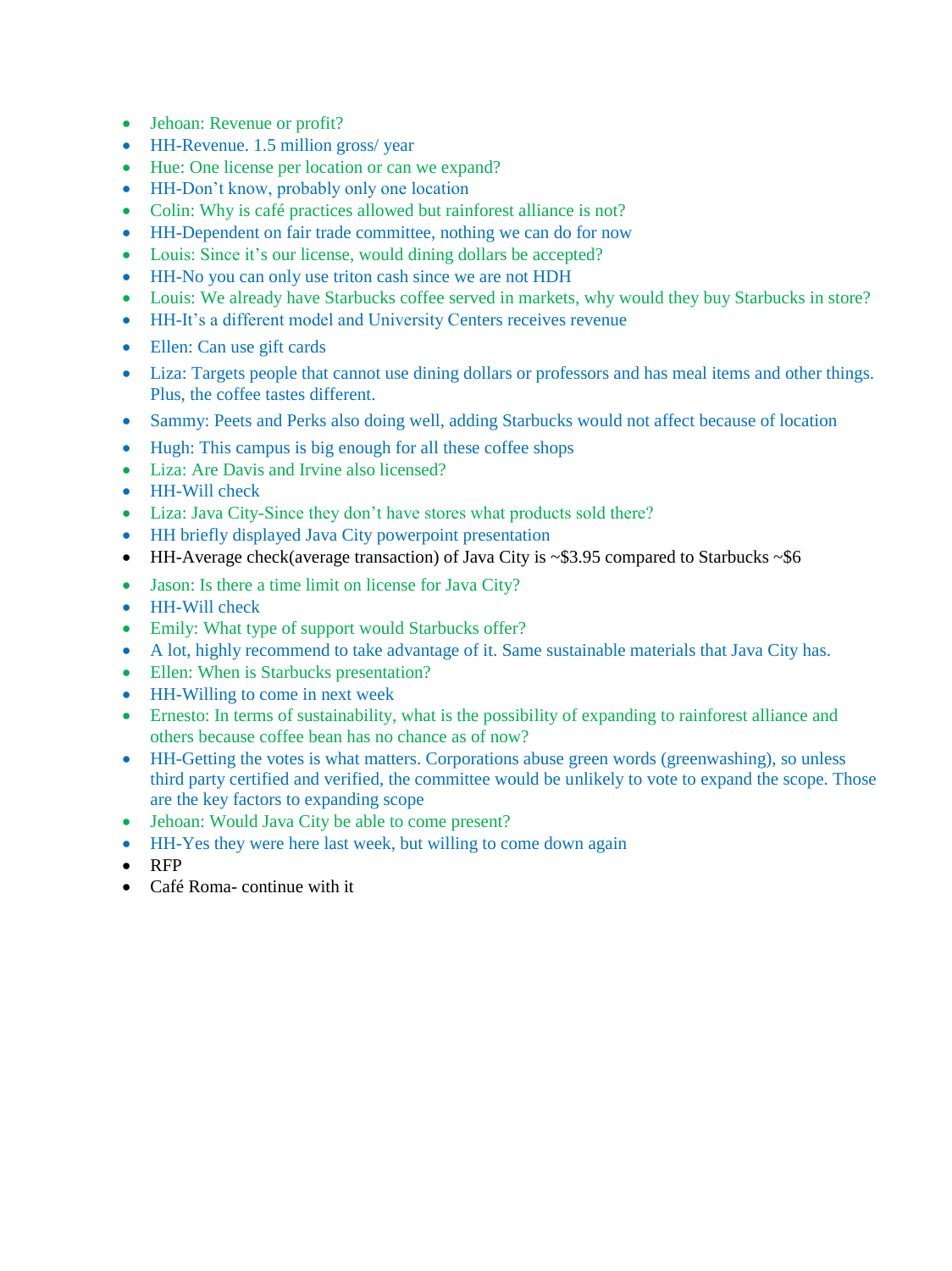- Jehoan: Revenue or profit?
- HH-Revenue. 1.5 million gross/ year
- Hue: One license per location or can we expand?
- HH-Don't know, probably only one location
- Colin: Why is café practices allowed but rainforest alliance is not?
- HH-Dependent on fair trade committee, nothing we can do for now
- Louis: Since it's our license, would dining dollars be accepted?
- HH-No you can only use triton cash since we are not HDH
- Louis: We already have Starbucks coffee served in markets, why would they buy Starbucks in store?
- HH-It's a different model and University Centers receives revenue
- Ellen: Can use gift cards
- Liza: Targets people that cannot use dining dollars or professors and has meal items and other things. Plus, the coffee tastes different.
- Sammy: Peets and Perks also doing well, adding Starbucks would not affect because of location
- Hugh: This campus is big enough for all these coffee shops
- Liza: Are Davis and Irvine also licensed?
- HH-Will check
- Liza: Java City-Since they don't have stores what products sold there?
- HH briefly displayed Java City powerpoint presentation
- HH-Average check(average transaction) of Java City is ~$3.95 compared to Starbucks ~$6
- Jason: Is there a time limit on license for Java City?
- HH-Will check
- Emily: What type of support would Starbucks offer?
- A lot, highly recommend to take advantage of it. Same sustainable materials that Java City has.
- Ellen: When is Starbucks presentation?
- HH-Willing to come in next week
- Ernesto: In terms of sustainability, what is the possibility of expanding to rainforest alliance and others because coffee bean has no chance as of now?
- HH-Getting the votes is what matters. Corporations abuse green words (greenwashing), so unless third party certified and verified, the committee would be unlikely to vote to expand the scope. Those are the key factors to expanding scope
- Jehoan: Would Java City be able to come present?
- HH-Yes they were here last week, but willing to come down again
- RFP
- Café Roma- continue with it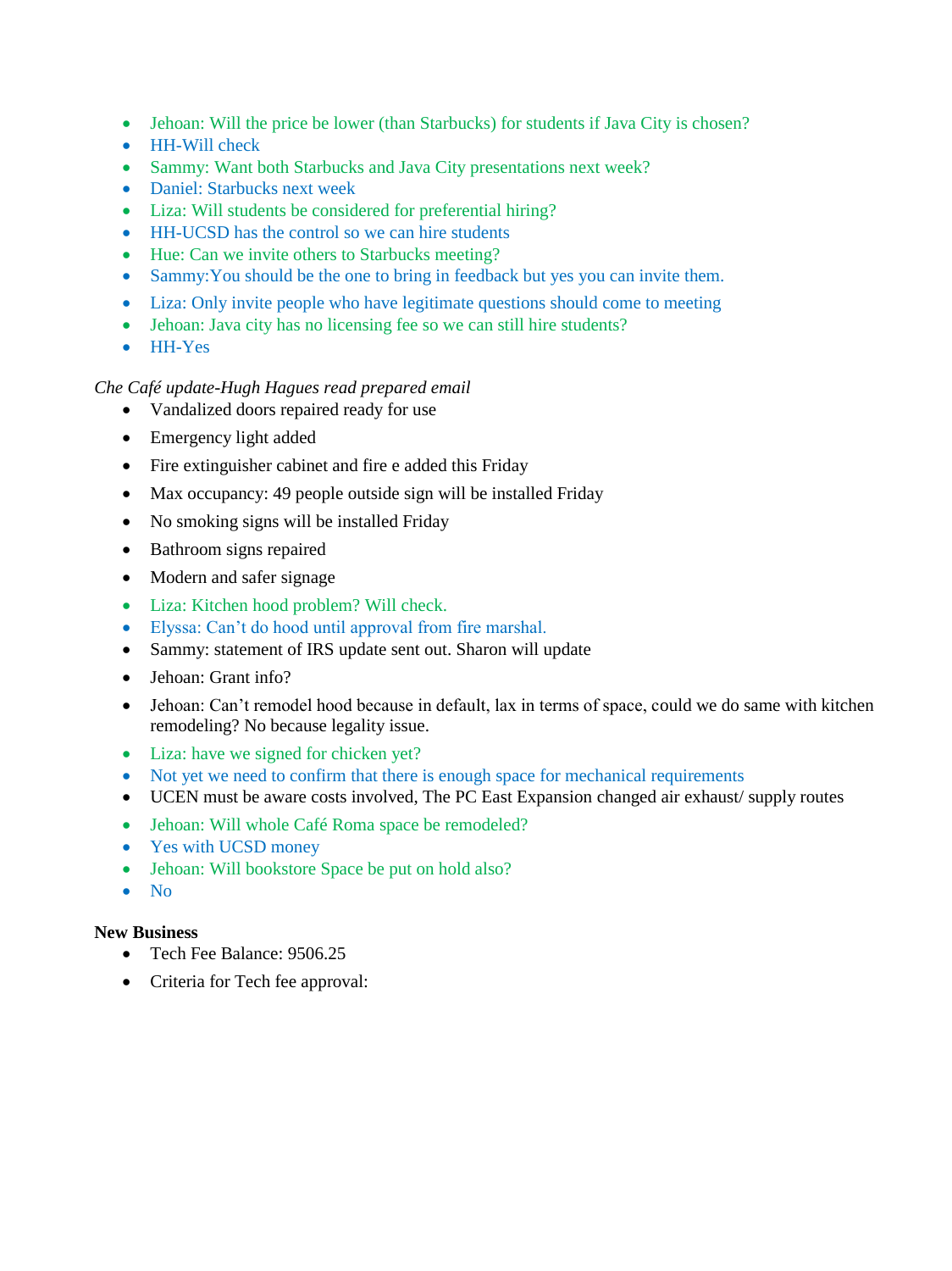- Jehoan: Will the price be lower (than Starbucks) for students if Java City is chosen?
- HH-Will check
- Sammy: Want both Starbucks and Java City presentations next week?
- Daniel: Starbucks next week
- Liza: Will students be considered for preferential hiring?
- HH-UCSD has the control so we can hire students
- Hue: Can we invite others to Starbucks meeting?
- Sammy:You should be the one to bring in feedback but yes you can invite them.
- Liza: Only invite people who have legitimate questions should come to meeting
- Jehoan: Java city has no licensing fee so we can still hire students?
- HH-Yes

*Che Café update-Hugh Hagues read prepared email*

- Vandalized doors repaired ready for use
- Emergency light added
- Fire extinguisher cabinet and fire e added this Friday
- Max occupancy: 49 people outside sign will be installed Friday
- No smoking signs will be installed Friday
- Bathroom signs repaired
- Modern and safer signage
- Liza: Kitchen hood problem? Will check.
- Elyssa: Can't do hood until approval from fire marshal.
- Sammy: statement of IRS update sent out. Sharon will update
- Jehoan: Grant info?
- Jehoan: Can't remodel hood because in default, lax in terms of space, could we do same with kitchen remodeling? No because legality issue.
- Liza: have we signed for chicken yet?
- Not yet we need to confirm that there is enough space for mechanical requirements
- UCEN must be aware costs involved, The PC East Expansion changed air exhaust/ supply routes
- Jehoan: Will whole Café Roma space be remodeled?
- Yes with UCSD money
- Jehoan: Will bookstore Space be put on hold also?
- No

**New Business**

- Tech Fee Balance: 9506.25
- Criteria for Tech fee approval: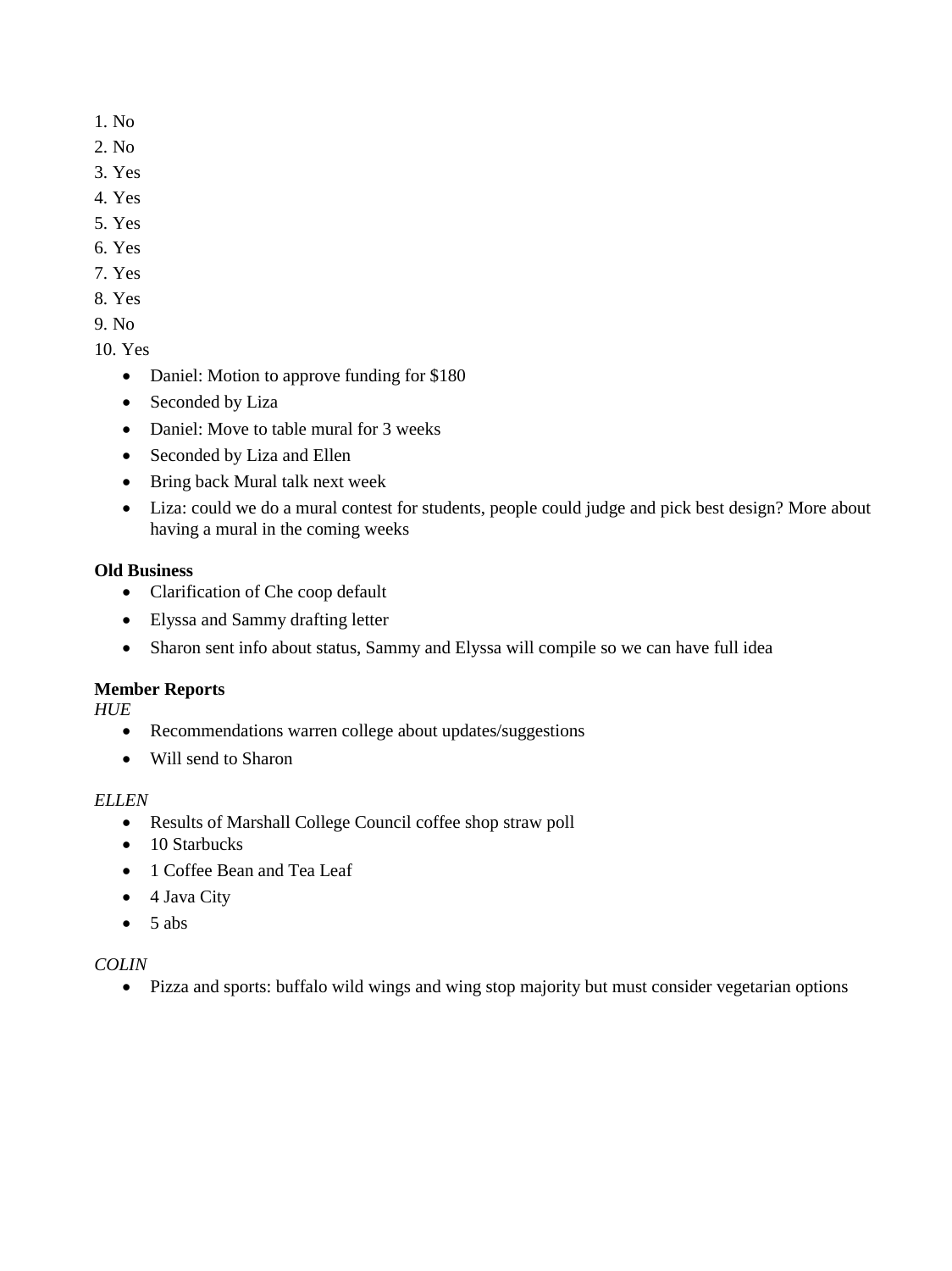1. No
2. No
3. Yes
4. Yes
5. Yes
6. Yes
7. Yes
8. Yes
9. No
10. Yes
    - Daniel: Motion to approve funding for $180
    - Seconded by Liza
    - Daniel: Move to table mural for 3 weeks
    - Seconded by Liza and Ellen
    - Bring back Mural talk next week
    - Liza: could we do a mural contest for students, people could judge and pick best design? More about having a mural in the coming weeks

**Old Business**

- Clarification of Che coop default
- Elyssa and Sammy drafting letter
- Sharon sent info about status, Sammy and Elyssa will compile so we can have full idea

**Member Reports**

*HUE*

- Recommendations warren college about updates/suggestions
- Will send to Sharon

*ELLEN*

- Results of Marshall College Council coffee shop straw poll
- 10 Starbucks
- 1 Coffee Bean and Tea Leaf
- 4 Java City
- 5 abs

*COLIN*

- Pizza and sports: buffalo wild wings and wing stop majority but must consider vegetarian options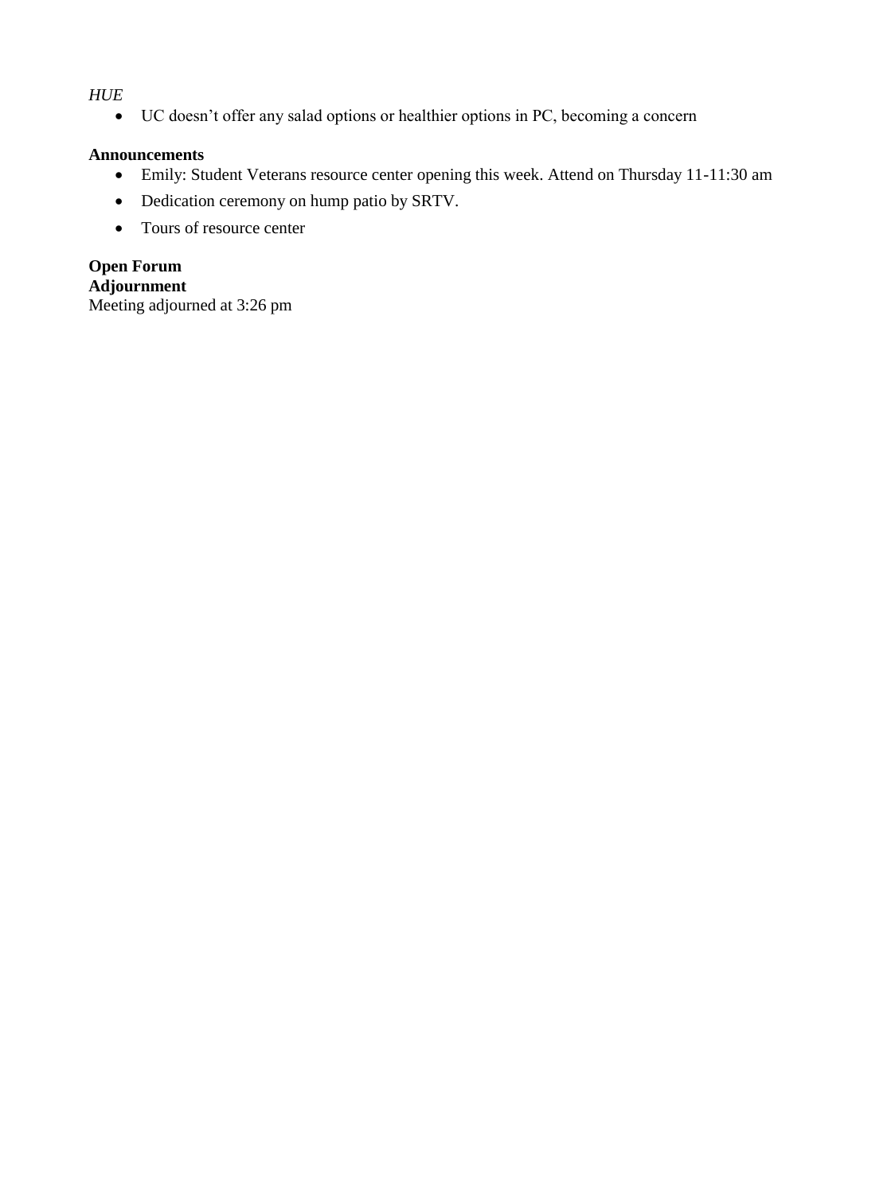*HUE*

- UC doesn't offer any salad options or healthier options in PC, becoming a concern

**Announcements**

- Emily: Student Veterans resource center opening this week. Attend on Thursday 11-11:30 am
- Dedication ceremony on hump patio by SRTV.
- Tours of resource center

**Open Forum**

**Adjournment**

Meeting adjourned at 3:26 pm